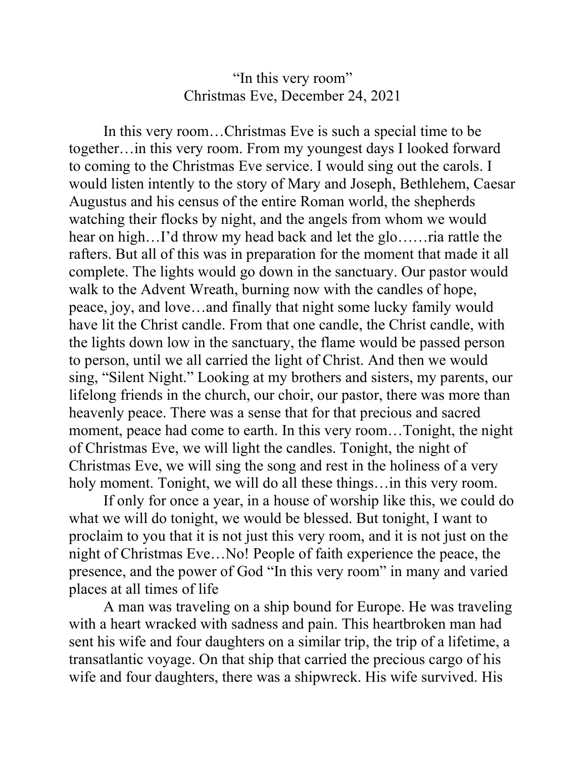# "In this very room"

Christmas Eve, December 24, 2021

In this very room…Christmas Eve is such a special time to be together…in this very room. From my youngest days I looked forward to coming to the Christmas Eve service. I would sing out the carols. I would listen intently to the story of Mary and Joseph, Bethlehem, Caesar Augustus and his census of the entire Roman world, the shepherds watching their flocks by night, and the angels from whom we would hear on high…I'd throw my head back and let the glo……ria rattle the rafters. But all of this was in preparation for the moment that made it all complete. The lights would go down in the sanctuary. Our pastor would walk to the Advent Wreath, burning now with the candles of hope, peace, joy, and love…and finally that night some lucky family would have lit the Christ candle. From that one candle, the Christ candle, with the lights down low in the sanctuary, the flame would be passed person to person, until we all carried the light of Christ. And then we would sing, "Silent Night." Looking at my brothers and sisters, my parents, our lifelong friends in the church, our choir, our pastor, there was more than heavenly peace. There was a sense that for that precious and sacred moment, peace had come to earth. In this very room…Tonight, the night of Christmas Eve, we will light the candles. Tonight, the night of Christmas Eve, we will sing the song and rest in the holiness of a very holy moment. Tonight, we will do all these things…in this very room.

If only for once a year, in a house of worship like this, we could do what we will do tonight, we would be blessed. But tonight, I want to proclaim to you that it is not just this very room, and it is not just on the night of Christmas Eve…No! People of faith experience the peace, the presence, and the power of God "In this very room" in many and varied places at all times of life

A man was traveling on a ship bound for Europe. He was traveling with a heart wracked with sadness and pain. This heartbroken man had sent his wife and four daughters on a similar trip, the trip of a lifetime, a transatlantic voyage. On that ship that carried the precious cargo of his wife and four daughters, there was a shipwreck. His wife survived. His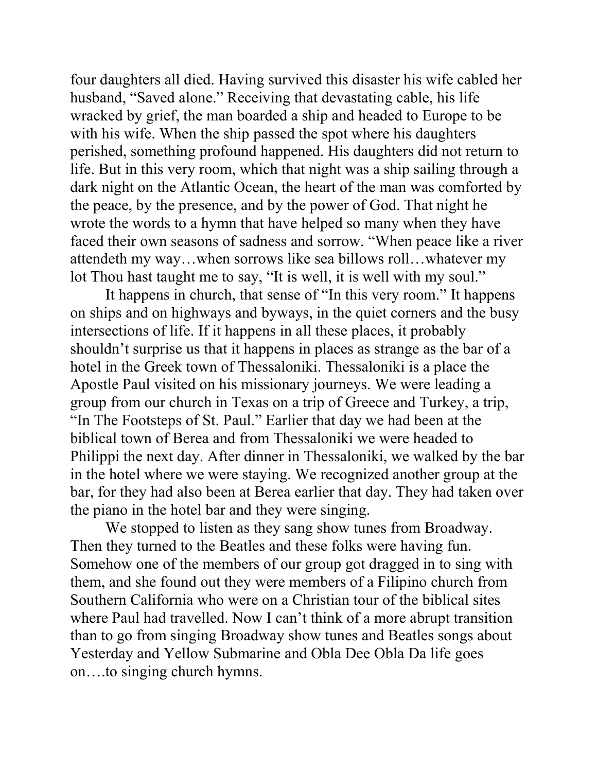four daughters all died. Having survived this disaster his wife cabled her husband, "Saved alone." Receiving that devastating cable, his life wracked by grief, the man boarded a ship and headed to Europe to be with his wife. When the ship passed the spot where his daughters perished, something profound happened. His daughters did not return to life. But in this very room, which that night was a ship sailing through a dark night on the Atlantic Ocean, the heart of the man was comforted by the peace, by the presence, and by the power of God. That night he wrote the words to a hymn that have helped so many when they have faced their own seasons of sadness and sorrow. "When peace like a river attendeth my way…when sorrows like sea billows roll…whatever my lot Thou hast taught me to say, "It is well, it is well with my soul."

It happens in church, that sense of "In this very room." It happens on ships and on highways and byways, in the quiet corners and the busy intersections of life. If it happens in all these places, it probably shouldn't surprise us that it happens in places as strange as the bar of a hotel in the Greek town of Thessaloniki. Thessaloniki is a place the Apostle Paul visited on his missionary journeys. We were leading a group from our church in Texas on a trip of Greece and Turkey, a trip, "In The Footsteps of St. Paul." Earlier that day we had been at the biblical town of Berea and from Thessaloniki we were headed to Philippi the next day. After dinner in Thessaloniki, we walked by the bar in the hotel where we were staying. We recognized another group at the bar, for they had also been at Berea earlier that day. They had taken over the piano in the hotel bar and they were singing.

We stopped to listen as they sang show tunes from Broadway. Then they turned to the Beatles and these folks were having fun. Somehow one of the members of our group got dragged in to sing with them, and she found out they were members of a Filipino church from Southern California who were on a Christian tour of the biblical sites where Paul had travelled. Now I can't think of a more abrupt transition than to go from singing Broadway show tunes and Beatles songs about Yesterday and Yellow Submarine and Obla Dee Obla Da life goes on….to singing church hymns.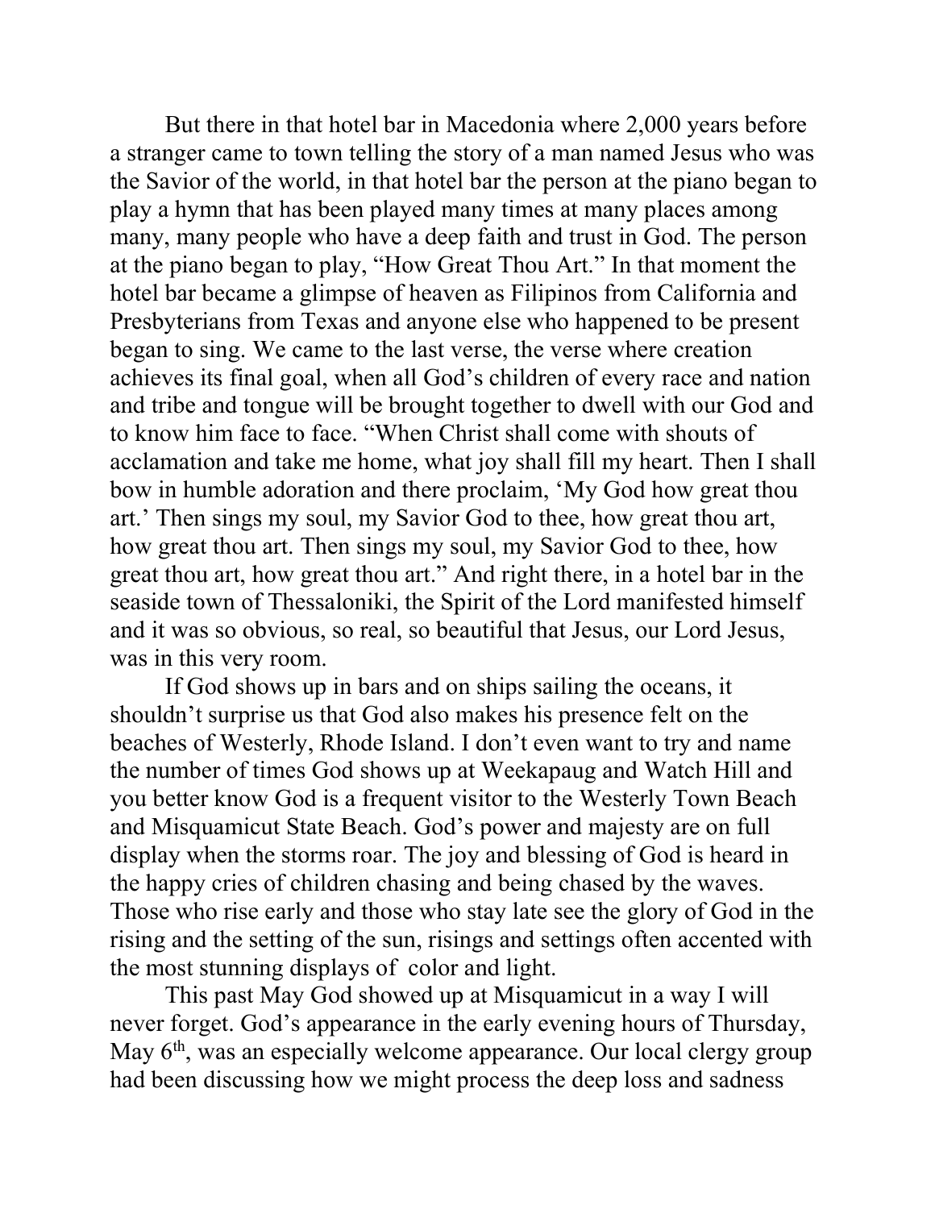But there in that hotel bar in Macedonia where 2,000 years before a stranger came to town telling the story of a man named Jesus who was the Savior of the world, in that hotel bar the person at the piano began to play a hymn that has been played many times at many places among many, many people who have a deep faith and trust in God. The person at the piano began to play, "How Great Thou Art." In that moment the hotel bar became a glimpse of heaven as Filipinos from California and Presbyterians from Texas and anyone else who happened to be present began to sing. We came to the last verse, the verse where creation achieves its final goal, when all God's children of every race and nation and tribe and tongue will be brought together to dwell with our God and to know him face to face. "When Christ shall come with shouts of acclamation and take me home, what joy shall fill my heart. Then I shall bow in humble adoration and there proclaim, 'My God how great thou art.' Then sings my soul, my Savior God to thee, how great thou art, how great thou art. Then sings my soul, my Savior God to thee, how great thou art, how great thou art." And right there, in a hotel bar in the seaside town of Thessaloniki, the Spirit of the Lord manifested himself and it was so obvious, so real, so beautiful that Jesus, our Lord Jesus, was in this very room.

If God shows up in bars and on ships sailing the oceans, it shouldn't surprise us that God also makes his presence felt on the beaches of Westerly, Rhode Island. I don't even want to try and name the number of times God shows up at Weekapaug and Watch Hill and you better know God is a frequent visitor to the Westerly Town Beach and Misquamicut State Beach. God's power and majesty are on full display when the storms roar. The joy and blessing of God is heard in the happy cries of children chasing and being chased by the waves. Those who rise early and those who stay late see the glory of God in the rising and the setting of the sun, risings and settings often accented with the most stunning displays of color and light.

This past May God showed up at Misquamicut in a way I will never forget. God's appearance in the early evening hours of Thursday, May 6th, was an especially welcome appearance. Our local clergy group had been discussing how we might process the deep loss and sadness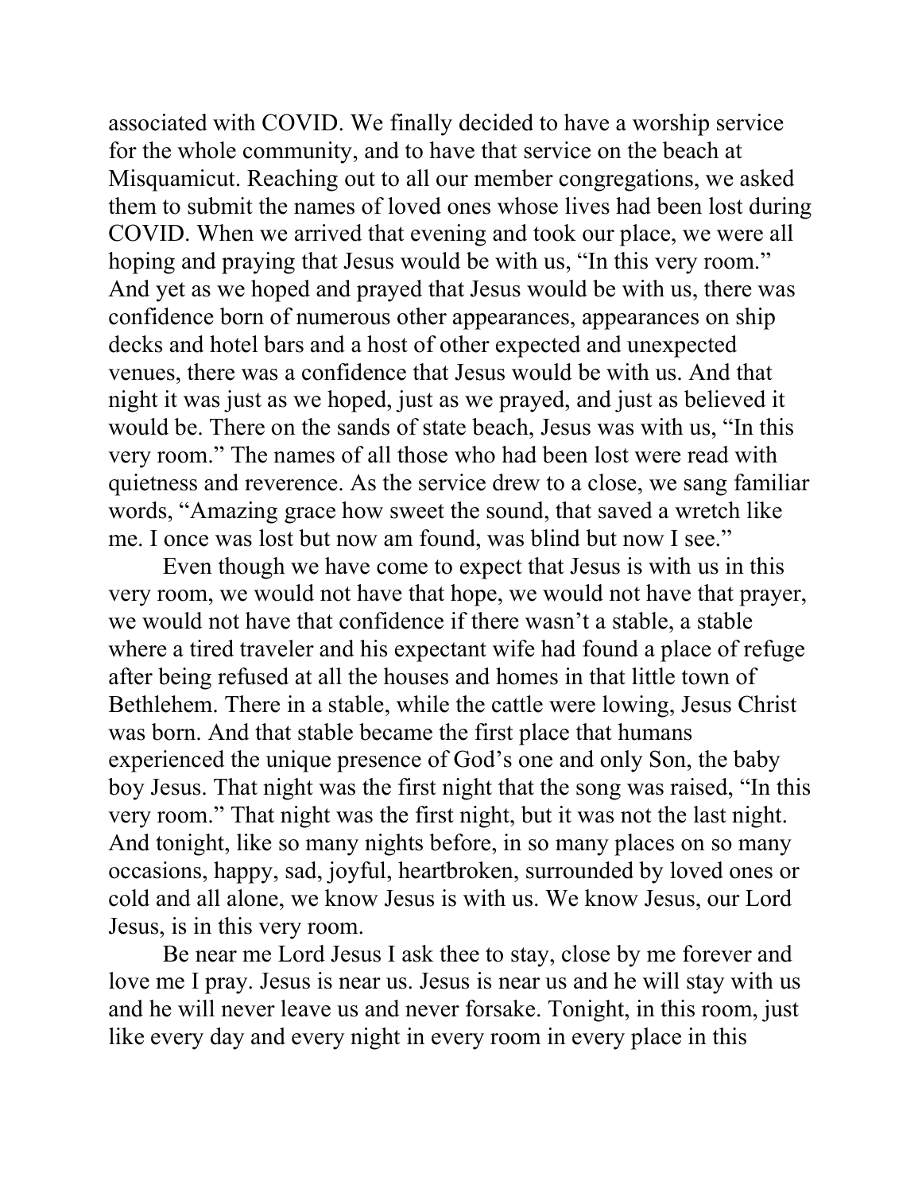associated with COVID. We finally decided to have a worship service for the whole community, and to have that service on the beach at Misquamicut. Reaching out to all our member congregations, we asked them to submit the names of loved ones whose lives had been lost during COVID. When we arrived that evening and took our place, we were all hoping and praying that Jesus would be with us, "In this very room." And yet as we hoped and prayed that Jesus would be with us, there was confidence born of numerous other appearances, appearances on ship decks and hotel bars and a host of other expected and unexpected venues, there was a confidence that Jesus would be with us. And that night it was just as we hoped, just as we prayed, and just as believed it would be. There on the sands of state beach, Jesus was with us, "In this very room." The names of all those who had been lost were read with quietness and reverence. As the service drew to a close, we sang familiar words, "Amazing grace how sweet the sound, that saved a wretch like me. I once was lost but now am found, was blind but now I see."

Even though we have come to expect that Jesus is with us in this very room, we would not have that hope, we would not have that prayer, we would not have that confidence if there wasn't a stable, a stable where a tired traveler and his expectant wife had found a place of refuge after being refused at all the houses and homes in that little town of Bethlehem. There in a stable, while the cattle were lowing, Jesus Christ was born. And that stable became the first place that humans experienced the unique presence of God's one and only Son, the baby boy Jesus. That night was the first night that the song was raised, "In this very room." That night was the first night, but it was not the last night. And tonight, like so many nights before, in so many places on so many occasions, happy, sad, joyful, heartbroken, surrounded by loved ones or cold and all alone, we know Jesus is with us. We know Jesus, our Lord Jesus, is in this very room.

Be near me Lord Jesus I ask thee to stay, close by me forever and love me I pray. Jesus is near us. Jesus is near us and he will stay with us and he will never leave us and never forsake. Tonight, in this room, just like every day and every night in every room in every place in this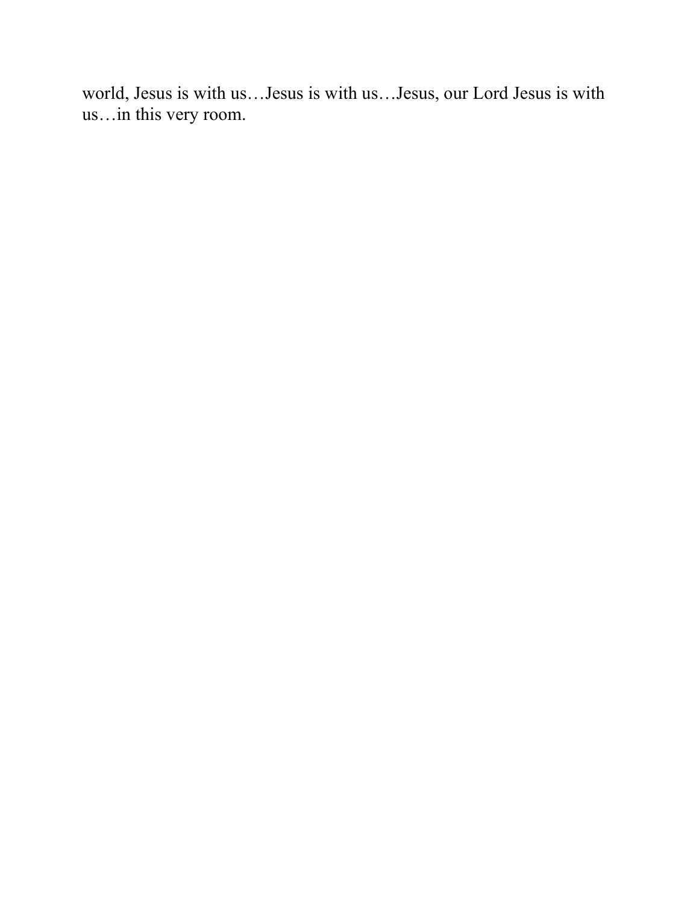world, Jesus is with us…Jesus is with us…Jesus, our Lord Jesus is with us…in this very room.